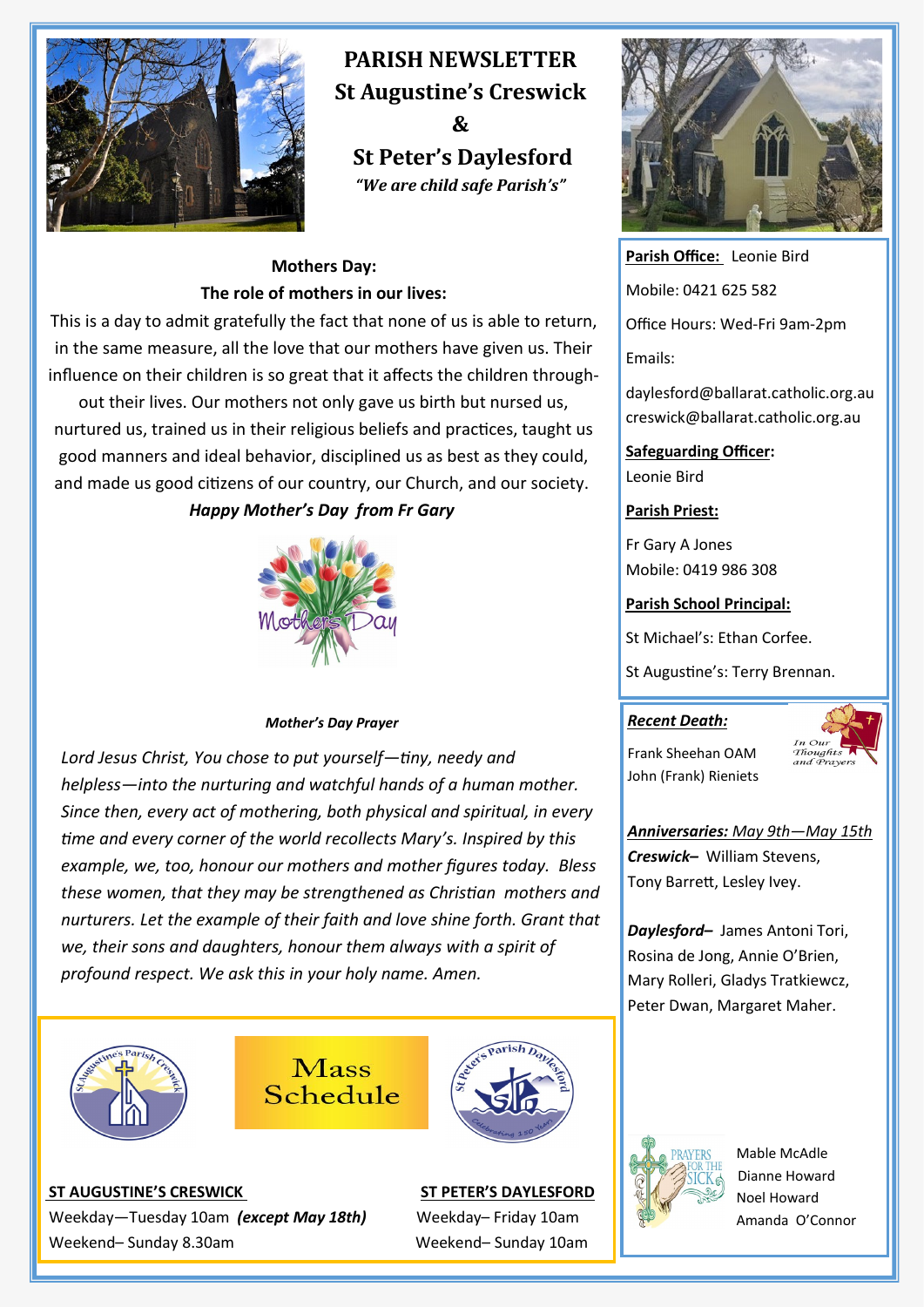# PARISH NEWSLETTER
# St Augustine's Creswick & St Peter's Daylesford

*"We are child safe Parish's"*

## Mothers Day:
## The role of mothers in our lives:

This is a day to admit gratefully the fact that none of us is able to return, in the same measure, all the love that our mothers have given us. Their influence on their children is so great that it affects the children throughout their lives. Our mothers not only gave us birth but nursed us, nurtured us, trained us in their religious beliefs and practices, taught us good manners and ideal behavior, disciplined us as best as they could, and made us good citizens of our country, our Church, and our society.

***Happy Mother's Day from Fr Gary***

Mothers Day

***Mother's Day Prayer***

*Lord Jesus Christ, You chose to put yourself—tiny, needy and helpless—into the nurturing and watchful hands of a human mother. Since then, every act of mothering, both physical and spiritual, in every time and every corner of the world recollects Mary's. Inspired by this example, we, too, honour our mothers and mother figures today. Bless these women, that they may be strengthened as Christian mothers and nurturers. Let the example of their faith and love shine forth. Grant that we, their sons and daughters, honour them always with a spirit of profound respect. We ask this in your holy name. Amen.*

## Mass Schedule

**ST AUGUSTINE'S CRESWICK**

Weekday—Tuesday 10am ***(except May 18th)***

Weekend– Sunday 8.30am

**ST PETER'S DAYLESFORD**

Weekday– Friday 10am

Weekend– Sunday 10am

---

**Parish Office:** Leonie Bird

Mobile: 0421 625 582

Office Hours: Wed-Fri 9am-2pm

Emails:

daylesford@ballarat.catholic.org.au
creswick@ballarat.catholic.org.au

**Safeguarding Officer:**
Leonie Bird

**Parish Priest:**

Fr Gary A Jones
Mobile: 0419 986 308

**Parish School Principal:**

St Michael's: Ethan Corfee.

St Augustine's: Terry Brennan.

***Recent Death:***

In Our Thoughts and Prayers

Frank Sheehan OAM
John (Frank) Rieniets

***Anniversaries:** May 9th—May 15th*

***Creswick–*** William Stevens, Tony Barrett, Lesley Ivey.

***Daylesford–*** James Antoni Tori, Rosina de Jong, Annie O'Brien, Mary Rolleri, Gladys Tratkiewcz, Peter Dwan, Margaret Maher.

**PRAYERS FOR THE SICK**

Mable McAdle
Dianne Howard
Noel Howard
Amanda O'Connor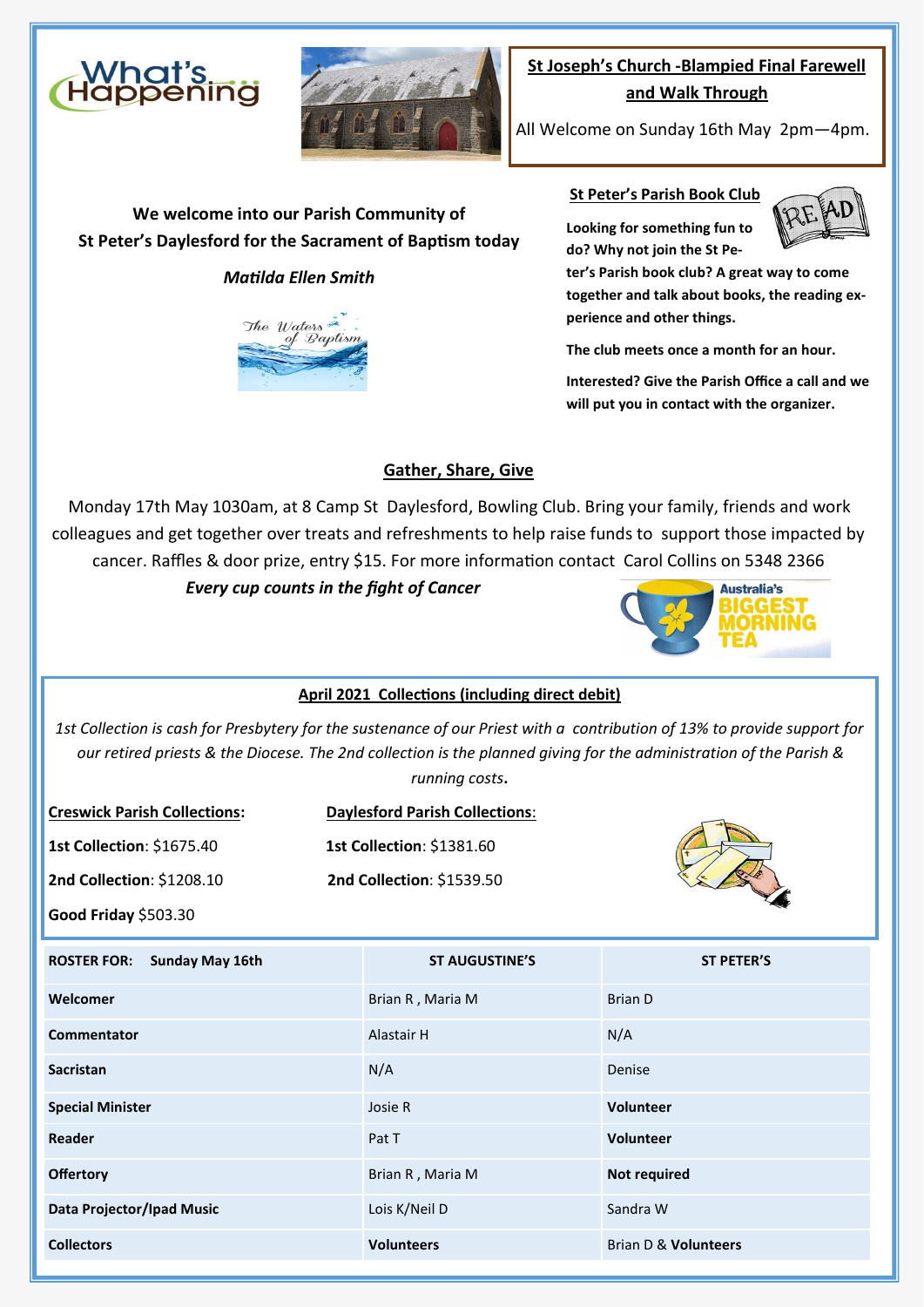What's Happening

## St Joseph's Church -Blampied Final Farewell and Walk Through

All Welcome on Sunday 16th May 2pm—4pm.

**We welcome into our Parish Community of St Peter's Daylesford for the Sacrament of Baptism today**

***Matilda Ellen Smith***

## St Peter's Parish Book Club

**Looking for something fun to do? Why not join the St Peter's Parish book club? A great way to come together and talk about books, the reading experience and other things.**

**The club meets once a month for an hour.**

**Interested? Give the Parish Office a call and we will put you in contact with the organizer.**

## Gather, Share, Give

Monday 17th May 1030am, at 8 Camp St Daylesford, Bowling Club. Bring your family, friends and work colleagues and get together over treats and refreshments to help raise funds to support those impacted by cancer. Raffles & door prize, entry $15. For more information contact Carol Collins on 5348 2366

***Every cup counts in the fight of Cancer***

## April 2021 Collections (including direct debit)

*1st Collection is cash for Presbytery for the sustenance of our Priest with a contribution of 13% to provide support for our retired priests & the Diocese. The 2nd collection is the planned giving for the administration of the Parish & running costs.*

**Creswick Parish Collections:**

**1st Collection**: $1675.40

**2nd Collection**: $1208.10

**Good Friday** $503.30

**Daylesford Parish Collections**:

**1st Collection**: $1381.60

**2nd Collection**: $1539.50

| ROSTER FOR: Sunday May 16th | ST AUGUSTINE'S | ST PETER'S |
|---|---|---|
| **Welcomer** | Brian R , Maria M | Brian D |
| **Commentator** | Alastair H | N/A |
| **Sacristan** | N/A | Denise |
| **Special Minister** | Josie R | **Volunteer** |
| **Reader** | Pat T | **Volunteer** |
| **Offertory** | Brian R , Maria M | **Not required** |
| **Data Projector/Ipad Music** | Lois K/Neil D | Sandra W |
| **Collectors** | **Volunteers** | Brian D & **Volunteers** |